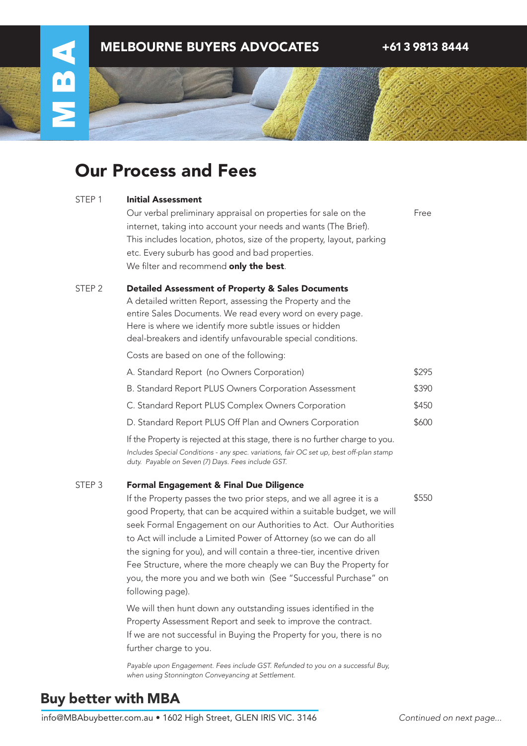MELBOURNE BUYERS ADVOCATES +61 3 9813 8444

# Our Process and Fees

STEP 1 **Initial Assessment**

Our verbal preliminary appraisal on properties for sale on the internet, taking into account your needs and wants (The Brief). This includes location, photos, size of the property, layout, parking etc. Every suburb has good and bad properties. We filter and recommend **only the best**. — Free

STEP 2 **Detailed Assessment of Property & Sales Documents**

A detailed written Report, assessing the Property and the entire Sales Documents. We read every word on every page. Here is where we identify more subtle issues or hidden deal-breakers and identify unfavourable special conditions.

Costs are based on one of the following:

| Option | Fee |
|---|---|
| A. Standard Report (no Owners Corporation) | $295 |
| B. Standard Report PLUS Owners Corporation Assessment | $390 |
| C. Standard Report PLUS Complex Owners Corporation | $450 |
| D. Standard Report PLUS Off Plan and Owners Corporation | $600 |

If the Property is rejected at this stage, there is no further charge to you.

*Includes Special Conditions - any spec. variations, fair OC set up, best off-plan stamp duty. Payable on Seven (7) Days. Fees include GST.*

STEP 3 **Formal Engagement & Final Due Diligence**

If the Property passes the two prior steps, and we all agree it is a good Property, that can be acquired within a suitable budget, we will seek Formal Engagement on our Authorities to Act. Our Authorities to Act will include a Limited Power of Attorney (so we can do all the signing for you), and will contain a three-tier, incentive driven Fee Structure, where the more cheaply we can Buy the Property for you, the more you and we both win (See "Successful Purchase" on following page). — $550

We will then hunt down any outstanding issues identified in the Property Assessment Report and seek to improve the contract. If we are not successful in Buying the Property for you, there is no further charge to you.

*Payable upon Engagement. Fees include GST. Refunded to you on a successful Buy, when using Stonnington Conveyancing at Settlement.*

## Buy better with MBA

info@MBAbuybetter.com.au • 1602 High Street, GLEN IRIS VIC. 3146

*Continued on next page...*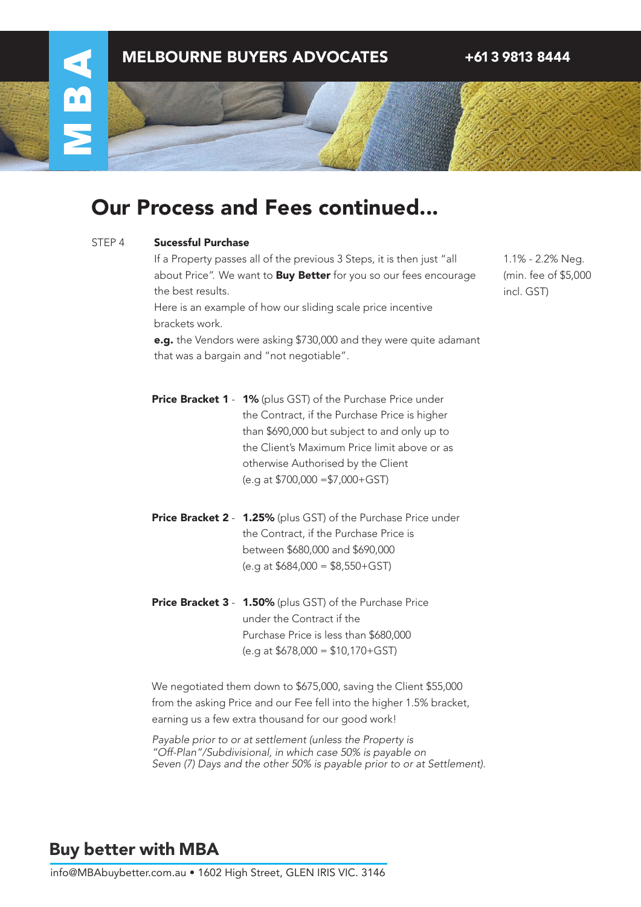# Our Process and Fees continued...

STEP 4 **Sucessful Purchase**

If a Property passes all of the previous 3 Steps, it is then just "all about Price". We want to **Buy Better** for you so our fees encourage the best results.

Here is an example of how our sliding scale price incentive brackets work.

**e.g.** the Vendors were asking $730,000 and they were quite adamant that was a bargain and "not negotiable".

1.1% - 2.2% Neg. (min. fee of $5,000 incl. GST)

**Price Bracket 1** - **1%** (plus GST) of the Purchase Price under the Contract, if the Purchase Price is higher than $690,000 but subject to and only up to the Client's Maximum Price limit above or as otherwise Authorised by the Client (e.g at $700,000 =$7,000+GST)

**Price Bracket 2** - **1.25%** (plus GST) of the Purchase Price under the Contract, if the Purchase Price is between $680,000 and $690,000 (e.g at $684,000 = $8,550+GST)

**Price Bracket 3** - **1.50%** (plus GST) of the Purchase Price under the Contract if the Purchase Price is less than $680,000 (e.g at $678,000 = $10,170+GST)

We negotiated them down to $675,000, saving the Client $55,000 from the asking Price and our Fee fell into the higher 1.5% bracket, earning us a few extra thousand for our good work!

*Payable prior to or at settlement (unless the Property is "Off-Plan"/Subdivisional, in which case 50% is payable on Seven (7) Days and the other 50% is payable prior to or at Settlement).*